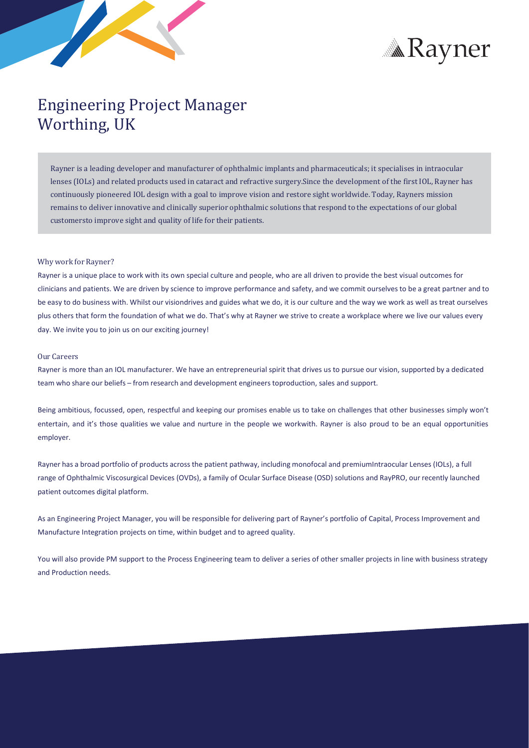Rayner

# Engineering Project Manager
# Worthing, UK

Rayner is a leading developer and manufacturer of ophthalmic implants and pharmaceuticals; it specialises in intraocular lenses (IOLs) and related products used in cataract and refractive surgery.Since the development of the first IOL, Rayner has continuously pioneered IOL design with a goal to improve vision and restore sight worldwide. Today, Rayners mission remains to deliver innovative and clinically superior ophthalmic solutions that respond to the expectations of our global customersto improve sight and quality of life for their patients.

## Why work for Rayner?

Rayner is a unique place to work with its own special culture and people, who are all driven to provide the best visual outcomes for clinicians and patients. We are driven by science to improve performance and safety, and we commit ourselves to be a great partner and to be easy to do business with. Whilst our visiondrives and guides what we do, it is our culture and the way we work as well as treat ourselves plus others that form the foundation of what we do. That's why at Rayner we strive to create a workplace where we live our values every day. We invite you to join us on our exciting journey!

## Our Careers

Rayner is more than an IOL manufacturer. We have an entrepreneurial spirit that drives us to pursue our vision, supported by a dedicated team who share our beliefs – from research and development engineers toproduction, sales and support.

Being ambitious, focussed, open, respectful and keeping our promises enable us to take on challenges that other businesses simply won't entertain, and it's those qualities we value and nurture in the people we workwith. Rayner is also proud to be an equal opportunities employer.

Rayner has a broad portfolio of products across the patient pathway, including monofocal and premiumIntraocular Lenses (IOLs), a full range of Ophthalmic Viscosurgical Devices (OVDs), a family of Ocular Surface Disease (OSD) solutions and RayPRO, our recently launched patient outcomes digital platform.

As an Engineering Project Manager, you will be responsible for delivering part of Rayner's portfolio of Capital, Process Improvement and Manufacture Integration projects on time, within budget and to agreed quality.

You will also provide PM support to the Process Engineering team to deliver a series of other smaller projects in line with business strategy and Production needs.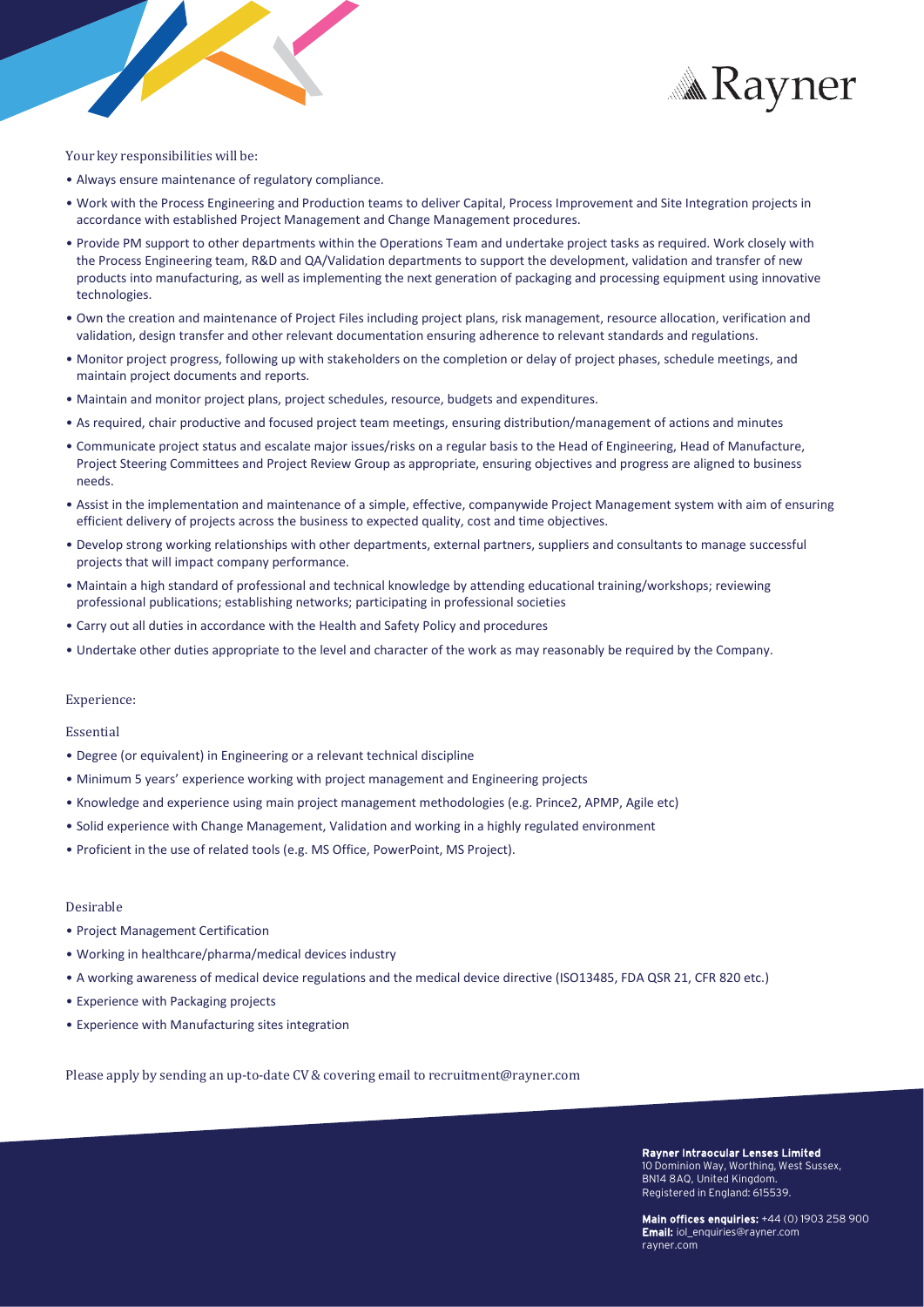Your key responsibilities will be:

- Always ensure maintenance of regulatory compliance.
- Work with the Process Engineering and Production teams to deliver Capital, Process Improvement and Site Integration projects in accordance with established Project Management and Change Management procedures.
- Provide PM support to other departments within the Operations Team and undertake project tasks as required. Work closely with the Process Engineering team, R&D and QA/Validation departments to support the development, validation and transfer of new products into manufacturing, as well as implementing the next generation of packaging and processing equipment using innovative technologies.
- Own the creation and maintenance of Project Files including project plans, risk management, resource allocation, verification and validation, design transfer and other relevant documentation ensuring adherence to relevant standards and regulations.
- Monitor project progress, following up with stakeholders on the completion or delay of project phases, schedule meetings, and maintain project documents and reports.
- Maintain and monitor project plans, project schedules, resource, budgets and expenditures.
- As required, chair productive and focused project team meetings, ensuring distribution/management of actions and minutes
- Communicate project status and escalate major issues/risks on a regular basis to the Head of Engineering, Head of Manufacture, Project Steering Committees and Project Review Group as appropriate, ensuring objectives and progress are aligned to business needs.
- Assist in the implementation and maintenance of a simple, effective, companywide Project Management system with aim of ensuring efficient delivery of projects across the business to expected quality, cost and time objectives.
- Develop strong working relationships with other departments, external partners, suppliers and consultants to manage successful projects that will impact company performance.
- Maintain a high standard of professional and technical knowledge by attending educational training/workshops; reviewing professional publications; establishing networks; participating in professional societies
- Carry out all duties in accordance with the Health and Safety Policy and procedures
- Undertake other duties appropriate to the level and character of the work as may reasonably be required by the Company.

Experience:

Essential

- Degree (or equivalent) in Engineering or a relevant technical discipline
- Minimum 5 years' experience working with project management and Engineering projects
- Knowledge and experience using main project management methodologies (e.g. Prince2, APMP, Agile etc)
- Solid experience with Change Management, Validation and working in a highly regulated environment
- Proficient in the use of related tools (e.g. MS Office, PowerPoint, MS Project).

Desirable

- Project Management Certification
- Working in healthcare/pharma/medical devices industry
- A working awareness of medical device regulations and the medical device directive (ISO13485, FDA QSR 21, CFR 820 etc.)
- Experience with Packaging projects
- Experience with Manufacturing sites integration

Please apply by sending an up-to-date CV & covering email to recruitment@rayner.com

**Rayner Intraocular Lenses Limited**
10 Dominion Way, Worthing, West Sussex, BN14 8AQ, United Kingdom.
Registered in England: 615539.

**Main offices enquiries:** +44 (0) 1903 258 900
**Email:** iol_enquiries@rayner.com
rayner.com